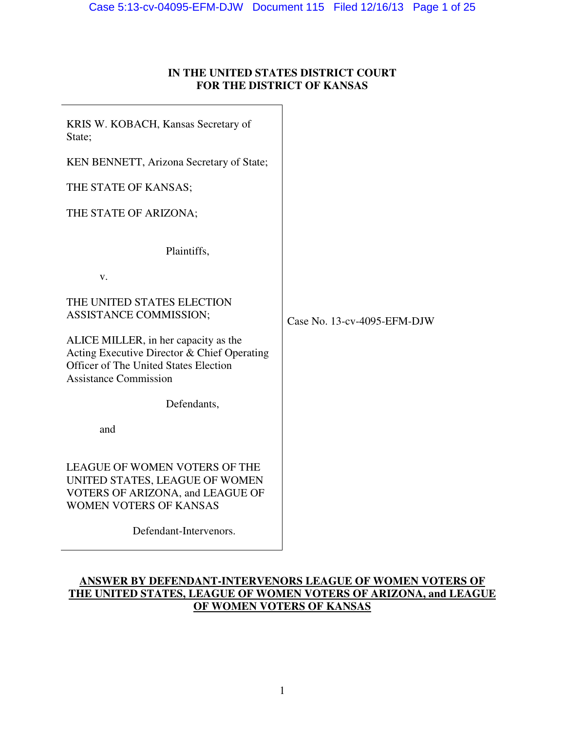**IN THE UNITED STATES DISTRICT COURT**
**FOR THE DISTRICT OF KANSAS**

KRIS W. KOBACH, Kansas Secretary of State;

KEN BENNETT, Arizona Secretary of State;

THE STATE OF KANSAS;

THE STATE OF ARIZONA;

Plaintiffs,

v.

THE UNITED STATES ELECTION ASSISTANCE COMMISSION;

ALICE MILLER, in her capacity as the Acting Executive Director & Chief Operating Officer of The United States Election Assistance Commission

Defendants,

and

LEAGUE OF WOMEN VOTERS OF THE UNITED STATES, LEAGUE OF WOMEN VOTERS OF ARIZONA, and LEAGUE OF WOMEN VOTERS OF KANSAS

Defendant-Intervenors.

Case No. 13-cv-4095-EFM-DJW

**ANSWER BY DEFENDANT-INTERVENORS LEAGUE OF WOMEN VOTERS OF THE UNITED STATES, LEAGUE OF WOMEN VOTERS OF ARIZONA, and LEAGUE OF WOMEN VOTERS OF KANSAS**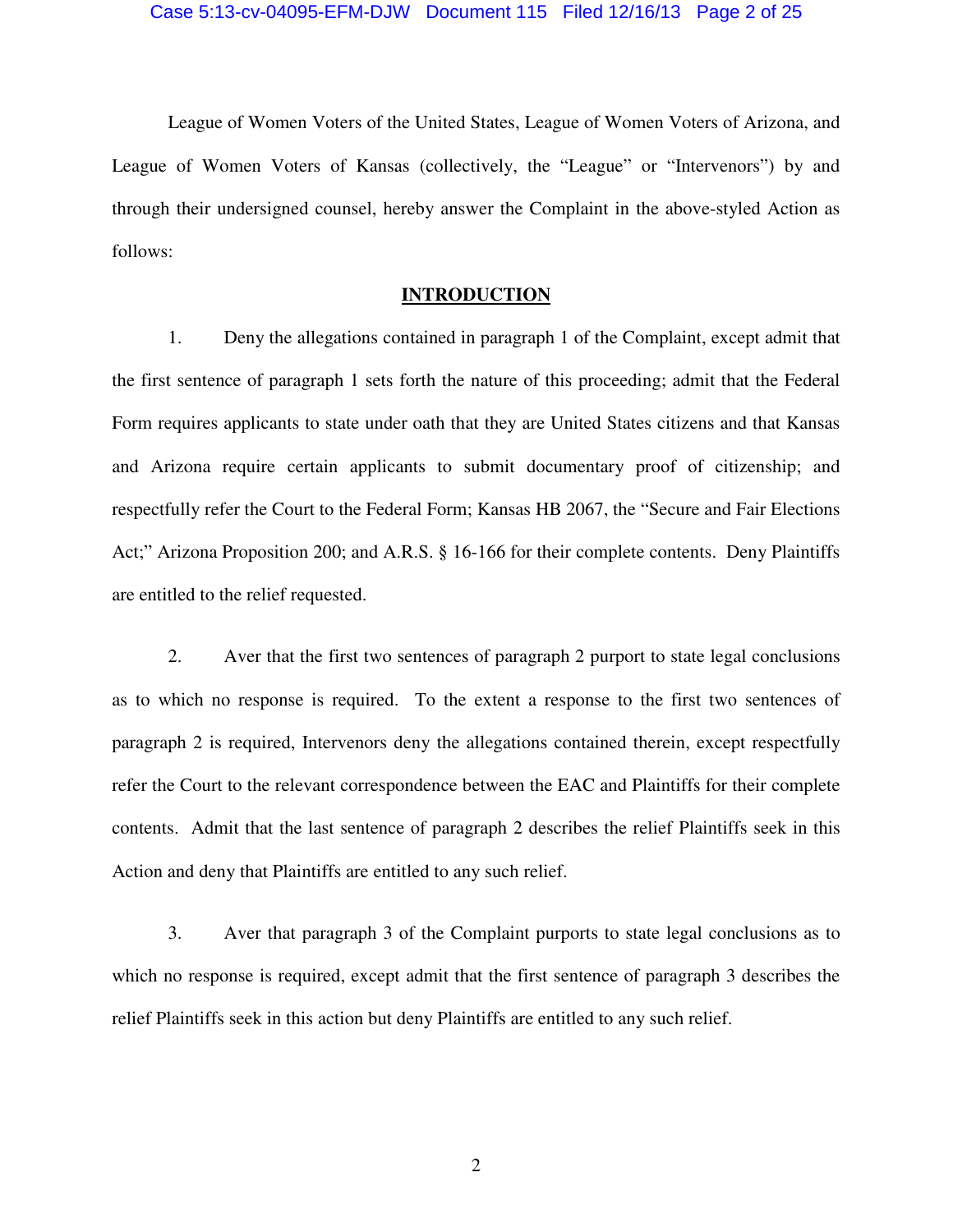League of Women Voters of the United States, League of Women Voters of Arizona, and League of Women Voters of Kansas (collectively, the "League" or "Intervenors") by and through their undersigned counsel, hereby answer the Complaint in the above-styled Action as follows:

## INTRODUCTION

1. Deny the allegations contained in paragraph 1 of the Complaint, except admit that the first sentence of paragraph 1 sets forth the nature of this proceeding; admit that the Federal Form requires applicants to state under oath that they are United States citizens and that Kansas and Arizona require certain applicants to submit documentary proof of citizenship; and respectfully refer the Court to the Federal Form; Kansas HB 2067, the "Secure and Fair Elections Act;" Arizona Proposition 200; and A.R.S. § 16-166 for their complete contents. Deny Plaintiffs are entitled to the relief requested.

2. Aver that the first two sentences of paragraph 2 purport to state legal conclusions as to which no response is required. To the extent a response to the first two sentences of paragraph 2 is required, Intervenors deny the allegations contained therein, except respectfully refer the Court to the relevant correspondence between the EAC and Plaintiffs for their complete contents. Admit that the last sentence of paragraph 2 describes the relief Plaintiffs seek in this Action and deny that Plaintiffs are entitled to any such relief.

3. Aver that paragraph 3 of the Complaint purports to state legal conclusions as to which no response is required, except admit that the first sentence of paragraph 3 describes the relief Plaintiffs seek in this action but deny Plaintiffs are entitled to any such relief.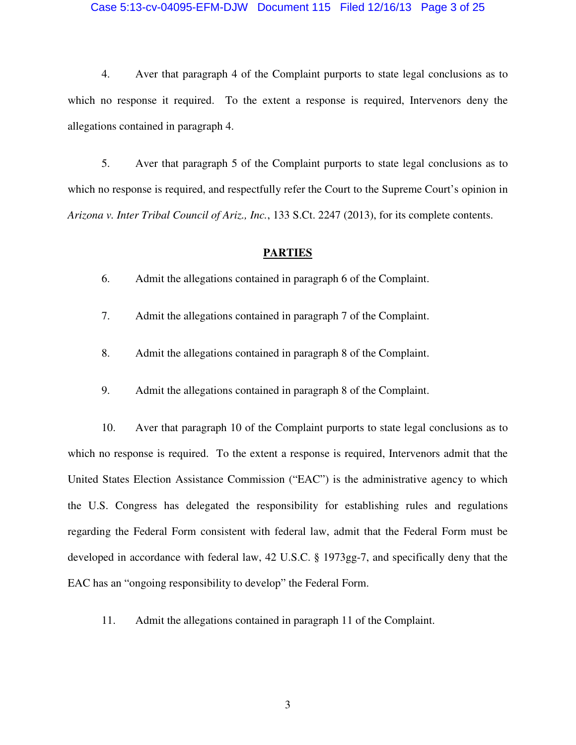4. Aver that paragraph 4 of the Complaint purports to state legal conclusions as to which no response it required. To the extent a response is required, Intervenors deny the allegations contained in paragraph 4.

5. Aver that paragraph 5 of the Complaint purports to state legal conclusions as to which no response is required, and respectfully refer the Court to the Supreme Court's opinion in *Arizona v. Inter Tribal Council of Ariz., Inc.*, 133 S.Ct. 2247 (2013), for its complete contents.

## PARTIES

6. Admit the allegations contained in paragraph 6 of the Complaint.

7. Admit the allegations contained in paragraph 7 of the Complaint.

8. Admit the allegations contained in paragraph 8 of the Complaint.

9. Admit the allegations contained in paragraph 8 of the Complaint.

10. Aver that paragraph 10 of the Complaint purports to state legal conclusions as to which no response is required. To the extent a response is required, Intervenors admit that the United States Election Assistance Commission ("EAC") is the administrative agency to which the U.S. Congress has delegated the responsibility for establishing rules and regulations regarding the Federal Form consistent with federal law, admit that the Federal Form must be developed in accordance with federal law, 42 U.S.C. § 1973gg-7, and specifically deny that the EAC has an "ongoing responsibility to develop" the Federal Form.

11. Admit the allegations contained in paragraph 11 of the Complaint.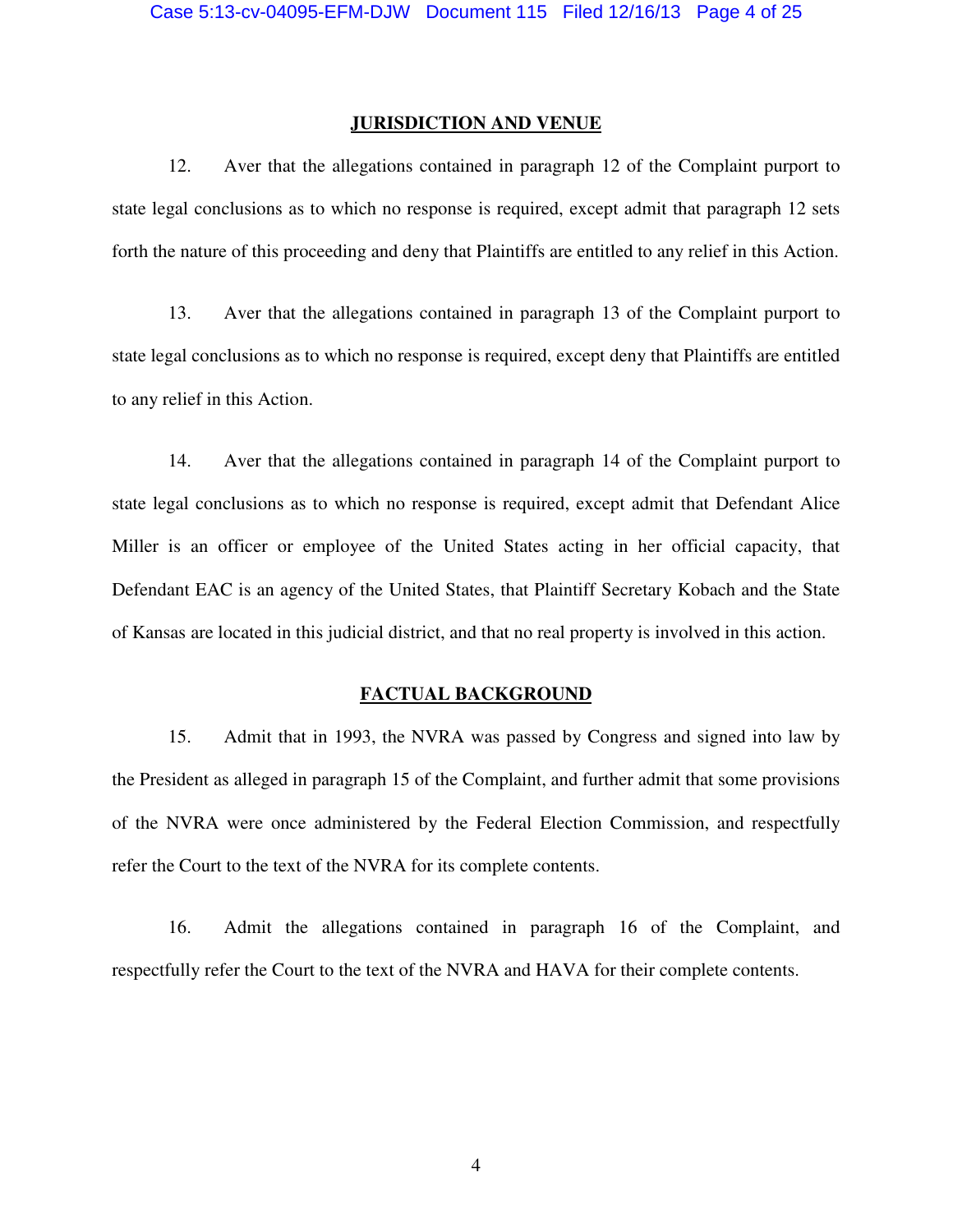## JURISDICTION AND VENUE

12. Aver that the allegations contained in paragraph 12 of the Complaint purport to state legal conclusions as to which no response is required, except admit that paragraph 12 sets forth the nature of this proceeding and deny that Plaintiffs are entitled to any relief in this Action.

13. Aver that the allegations contained in paragraph 13 of the Complaint purport to state legal conclusions as to which no response is required, except deny that Plaintiffs are entitled to any relief in this Action.

14. Aver that the allegations contained in paragraph 14 of the Complaint purport to state legal conclusions as to which no response is required, except admit that Defendant Alice Miller is an officer or employee of the United States acting in her official capacity, that Defendant EAC is an agency of the United States, that Plaintiff Secretary Kobach and the State of Kansas are located in this judicial district, and that no real property is involved in this action.

## FACTUAL BACKGROUND

15. Admit that in 1993, the NVRA was passed by Congress and signed into law by the President as alleged in paragraph 15 of the Complaint, and further admit that some provisions of the NVRA were once administered by the Federal Election Commission, and respectfully refer the Court to the text of the NVRA for its complete contents.

16. Admit the allegations contained in paragraph 16 of the Complaint, and respectfully refer the Court to the text of the NVRA and HAVA for their complete contents.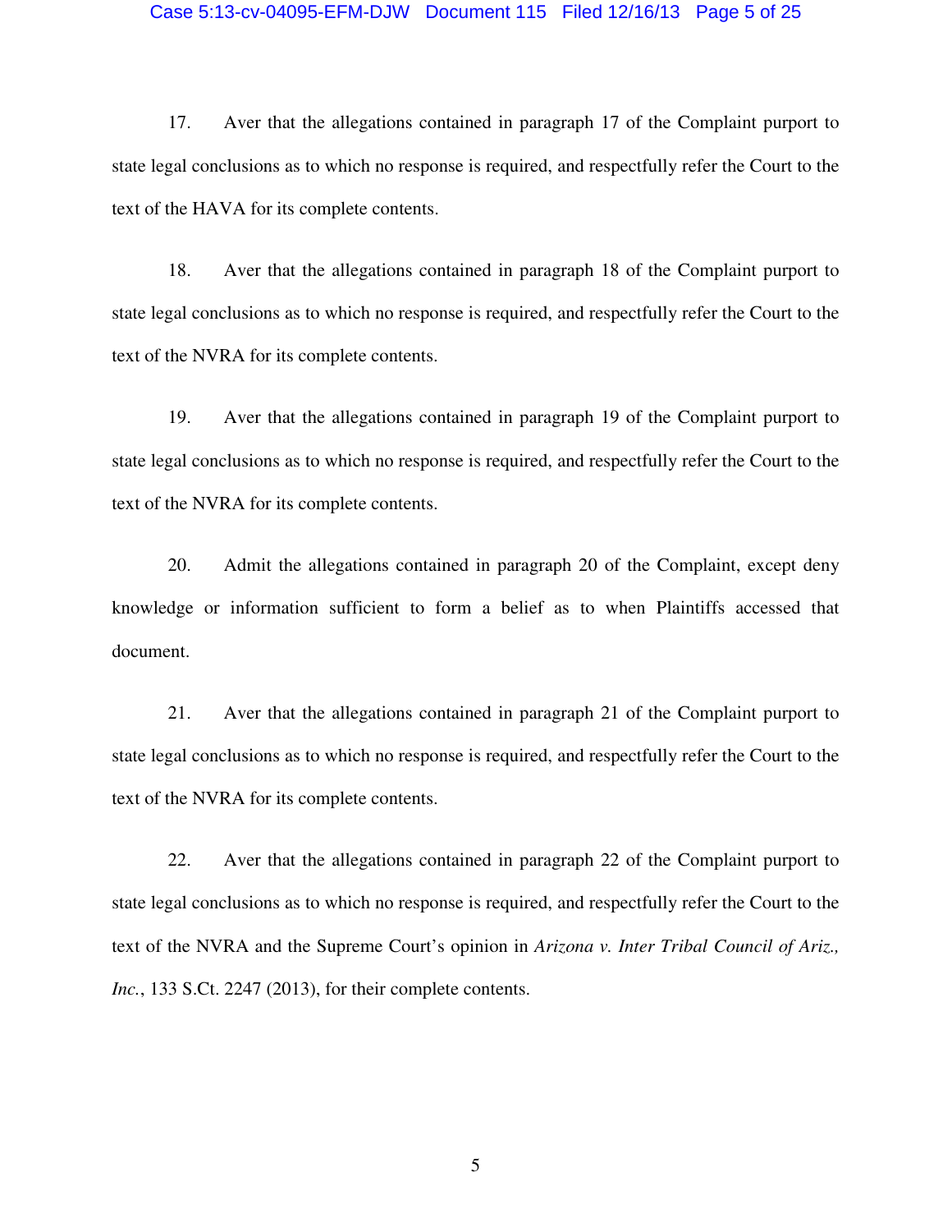17. Aver that the allegations contained in paragraph 17 of the Complaint purport to state legal conclusions as to which no response is required, and respectfully refer the Court to the text of the HAVA for its complete contents.

18. Aver that the allegations contained in paragraph 18 of the Complaint purport to state legal conclusions as to which no response is required, and respectfully refer the Court to the text of the NVRA for its complete contents.

19. Aver that the allegations contained in paragraph 19 of the Complaint purport to state legal conclusions as to which no response is required, and respectfully refer the Court to the text of the NVRA for its complete contents.

20. Admit the allegations contained in paragraph 20 of the Complaint, except deny knowledge or information sufficient to form a belief as to when Plaintiffs accessed that document.

21. Aver that the allegations contained in paragraph 21 of the Complaint purport to state legal conclusions as to which no response is required, and respectfully refer the Court to the text of the NVRA for its complete contents.

22. Aver that the allegations contained in paragraph 22 of the Complaint purport to state legal conclusions as to which no response is required, and respectfully refer the Court to the text of the NVRA and the Supreme Court's opinion in *Arizona v. Inter Tribal Council of Ariz., Inc.*, 133 S.Ct. 2247 (2013), for their complete contents.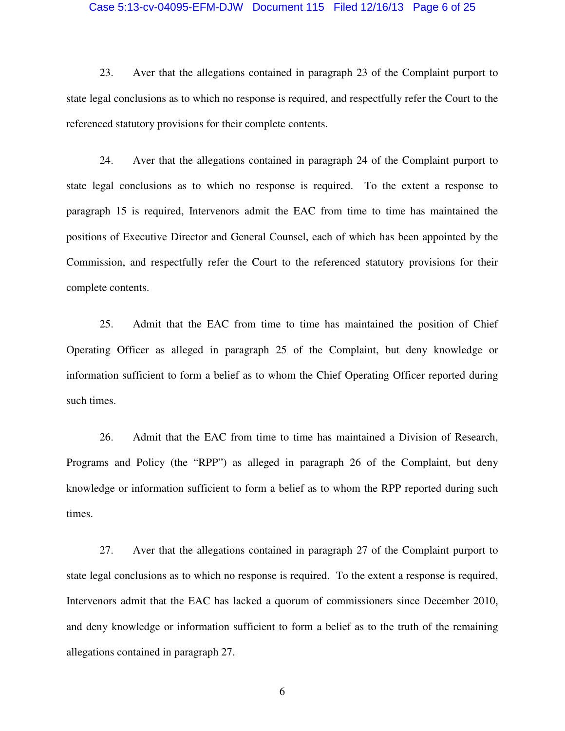23. Aver that the allegations contained in paragraph 23 of the Complaint purport to state legal conclusions as to which no response is required, and respectfully refer the Court to the referenced statutory provisions for their complete contents.

24. Aver that the allegations contained in paragraph 24 of the Complaint purport to state legal conclusions as to which no response is required. To the extent a response to paragraph 15 is required, Intervenors admit the EAC from time to time has maintained the positions of Executive Director and General Counsel, each of which has been appointed by the Commission, and respectfully refer the Court to the referenced statutory provisions for their complete contents.

25. Admit that the EAC from time to time has maintained the position of Chief Operating Officer as alleged in paragraph 25 of the Complaint, but deny knowledge or information sufficient to form a belief as to whom the Chief Operating Officer reported during such times.

26. Admit that the EAC from time to time has maintained a Division of Research, Programs and Policy (the "RPP") as alleged in paragraph 26 of the Complaint, but deny knowledge or information sufficient to form a belief as to whom the RPP reported during such times.

27. Aver that the allegations contained in paragraph 27 of the Complaint purport to state legal conclusions as to which no response is required. To the extent a response is required, Intervenors admit that the EAC has lacked a quorum of commissioners since December 2010, and deny knowledge or information sufficient to form a belief as to the truth of the remaining allegations contained in paragraph 27.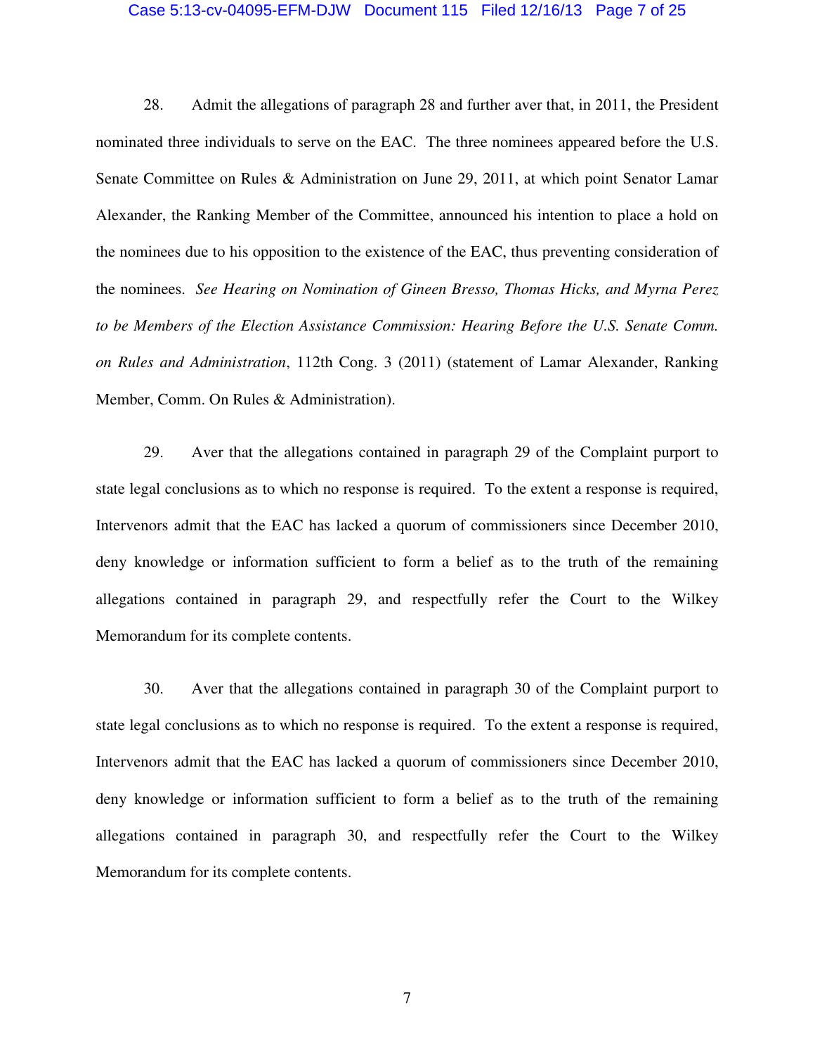28. Admit the allegations of paragraph 28 and further aver that, in 2011, the President nominated three individuals to serve on the EAC. The three nominees appeared before the U.S. Senate Committee on Rules & Administration on June 29, 2011, at which point Senator Lamar Alexander, the Ranking Member of the Committee, announced his intention to place a hold on the nominees due to his opposition to the existence of the EAC, thus preventing consideration of the nominees. *See Hearing on Nomination of Gineen Bresso, Thomas Hicks, and Myrna Perez to be Members of the Election Assistance Commission: Hearing Before the U.S. Senate Comm. on Rules and Administration*, 112th Cong. 3 (2011) (statement of Lamar Alexander, Ranking Member, Comm. On Rules & Administration).

29. Aver that the allegations contained in paragraph 29 of the Complaint purport to state legal conclusions as to which no response is required. To the extent a response is required, Intervenors admit that the EAC has lacked a quorum of commissioners since December 2010, deny knowledge or information sufficient to form a belief as to the truth of the remaining allegations contained in paragraph 29, and respectfully refer the Court to the Wilkey Memorandum for its complete contents.

30. Aver that the allegations contained in paragraph 30 of the Complaint purport to state legal conclusions as to which no response is required. To the extent a response is required, Intervenors admit that the EAC has lacked a quorum of commissioners since December 2010, deny knowledge or information sufficient to form a belief as to the truth of the remaining allegations contained in paragraph 30, and respectfully refer the Court to the Wilkey Memorandum for its complete contents.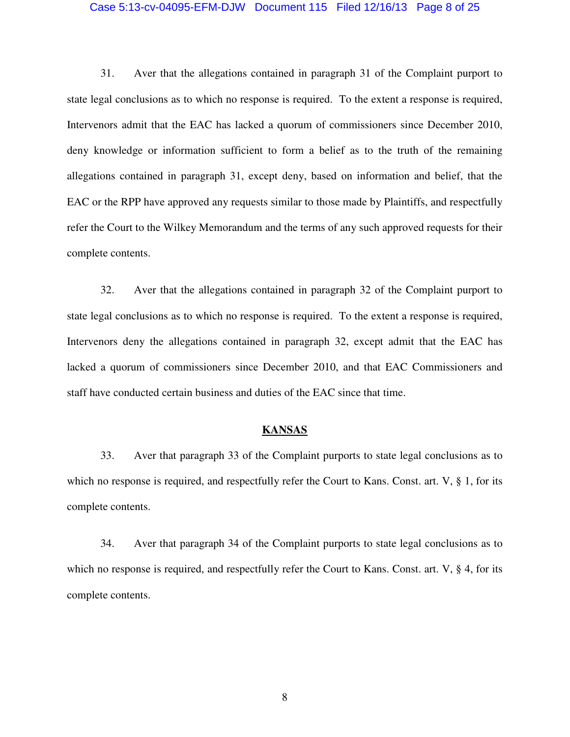31. Aver that the allegations contained in paragraph 31 of the Complaint purport to state legal conclusions as to which no response is required. To the extent a response is required, Intervenors admit that the EAC has lacked a quorum of commissioners since December 2010, deny knowledge or information sufficient to form a belief as to the truth of the remaining allegations contained in paragraph 31, except deny, based on information and belief, that the EAC or the RPP have approved any requests similar to those made by Plaintiffs, and respectfully refer the Court to the Wilkey Memorandum and the terms of any such approved requests for their complete contents.

32. Aver that the allegations contained in paragraph 32 of the Complaint purport to state legal conclusions as to which no response is required. To the extent a response is required, Intervenors deny the allegations contained in paragraph 32, except admit that the EAC has lacked a quorum of commissioners since December 2010, and that EAC Commissioners and staff have conducted certain business and duties of the EAC since that time.

## KANSAS

33. Aver that paragraph 33 of the Complaint purports to state legal conclusions as to which no response is required, and respectfully refer the Court to Kans. Const. art. V, § 1, for its complete contents.

34. Aver that paragraph 34 of the Complaint purports to state legal conclusions as to which no response is required, and respectfully refer the Court to Kans. Const. art. V, § 4, for its complete contents.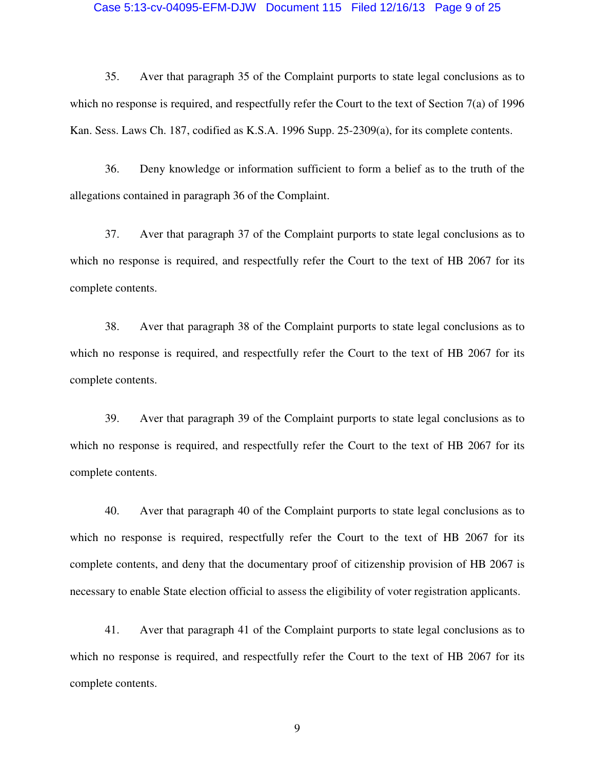35. Aver that paragraph 35 of the Complaint purports to state legal conclusions as to which no response is required, and respectfully refer the Court to the text of Section 7(a) of 1996 Kan. Sess. Laws Ch. 187, codified as K.S.A. 1996 Supp. 25-2309(a), for its complete contents.

36. Deny knowledge or information sufficient to form a belief as to the truth of the allegations contained in paragraph 36 of the Complaint.

37. Aver that paragraph 37 of the Complaint purports to state legal conclusions as to which no response is required, and respectfully refer the Court to the text of HB 2067 for its complete contents.

38. Aver that paragraph 38 of the Complaint purports to state legal conclusions as to which no response is required, and respectfully refer the Court to the text of HB 2067 for its complete contents.

39. Aver that paragraph 39 of the Complaint purports to state legal conclusions as to which no response is required, and respectfully refer the Court to the text of HB 2067 for its complete contents.

40. Aver that paragraph 40 of the Complaint purports to state legal conclusions as to which no response is required, respectfully refer the Court to the text of HB 2067 for its complete contents, and deny that the documentary proof of citizenship provision of HB 2067 is necessary to enable State election official to assess the eligibility of voter registration applicants.

41. Aver that paragraph 41 of the Complaint purports to state legal conclusions as to which no response is required, and respectfully refer the Court to the text of HB 2067 for its complete contents.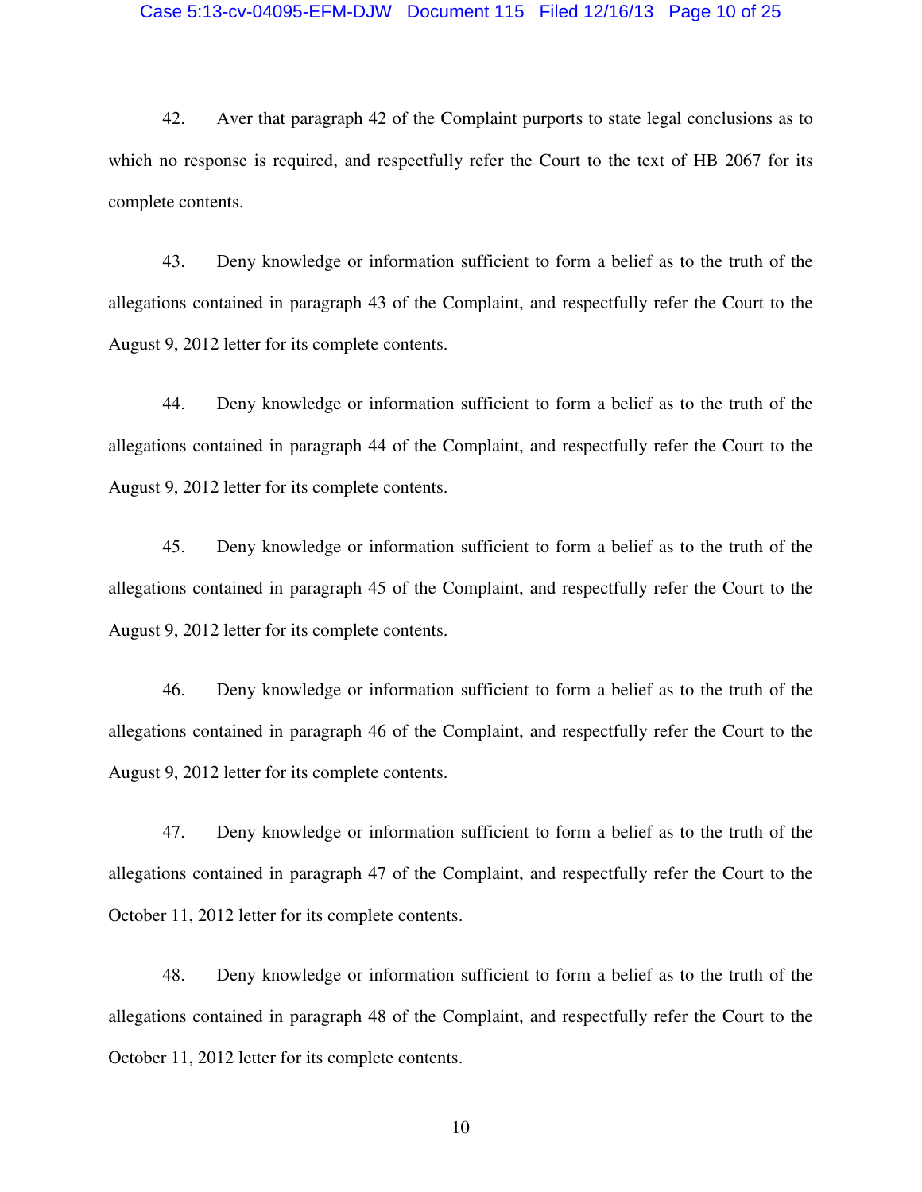42. Aver that paragraph 42 of the Complaint purports to state legal conclusions as to which no response is required, and respectfully refer the Court to the text of HB 2067 for its complete contents.

43. Deny knowledge or information sufficient to form a belief as to the truth of the allegations contained in paragraph 43 of the Complaint, and respectfully refer the Court to the August 9, 2012 letter for its complete contents.

44. Deny knowledge or information sufficient to form a belief as to the truth of the allegations contained in paragraph 44 of the Complaint, and respectfully refer the Court to the August 9, 2012 letter for its complete contents.

45. Deny knowledge or information sufficient to form a belief as to the truth of the allegations contained in paragraph 45 of the Complaint, and respectfully refer the Court to the August 9, 2012 letter for its complete contents.

46. Deny knowledge or information sufficient to form a belief as to the truth of the allegations contained in paragraph 46 of the Complaint, and respectfully refer the Court to the August 9, 2012 letter for its complete contents.

47. Deny knowledge or information sufficient to form a belief as to the truth of the allegations contained in paragraph 47 of the Complaint, and respectfully refer the Court to the October 11, 2012 letter for its complete contents.

48. Deny knowledge or information sufficient to form a belief as to the truth of the allegations contained in paragraph 48 of the Complaint, and respectfully refer the Court to the October 11, 2012 letter for its complete contents.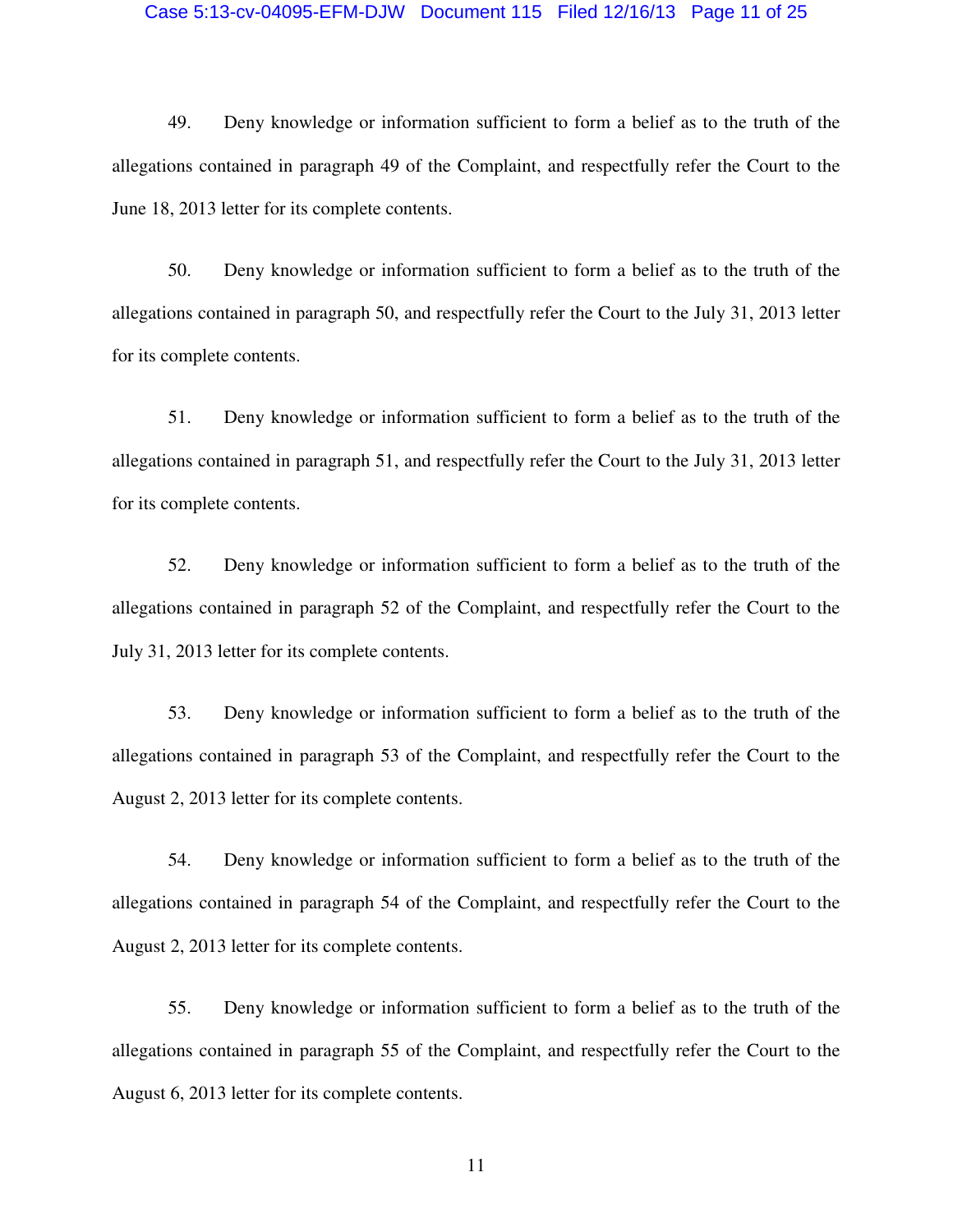49. Deny knowledge or information sufficient to form a belief as to the truth of the allegations contained in paragraph 49 of the Complaint, and respectfully refer the Court to the June 18, 2013 letter for its complete contents.

50. Deny knowledge or information sufficient to form a belief as to the truth of the allegations contained in paragraph 50, and respectfully refer the Court to the July 31, 2013 letter for its complete contents.

51. Deny knowledge or information sufficient to form a belief as to the truth of the allegations contained in paragraph 51, and respectfully refer the Court to the July 31, 2013 letter for its complete contents.

52. Deny knowledge or information sufficient to form a belief as to the truth of the allegations contained in paragraph 52 of the Complaint, and respectfully refer the Court to the July 31, 2013 letter for its complete contents.

53. Deny knowledge or information sufficient to form a belief as to the truth of the allegations contained in paragraph 53 of the Complaint, and respectfully refer the Court to the August 2, 2013 letter for its complete contents.

54. Deny knowledge or information sufficient to form a belief as to the truth of the allegations contained in paragraph 54 of the Complaint, and respectfully refer the Court to the August 2, 2013 letter for its complete contents.

55. Deny knowledge or information sufficient to form a belief as to the truth of the allegations contained in paragraph 55 of the Complaint, and respectfully refer the Court to the August 6, 2013 letter for its complete contents.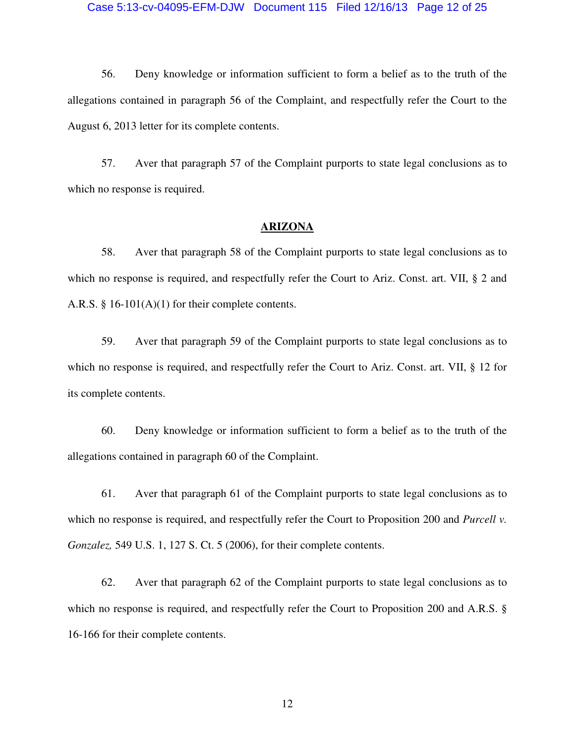56. Deny knowledge or information sufficient to form a belief as to the truth of the allegations contained in paragraph 56 of the Complaint, and respectfully refer the Court to the August 6, 2013 letter for its complete contents.

57. Aver that paragraph 57 of the Complaint purports to state legal conclusions as to which no response is required.

## ARIZONA

58. Aver that paragraph 58 of the Complaint purports to state legal conclusions as to which no response is required, and respectfully refer the Court to Ariz. Const. art. VII, § 2 and A.R.S. § 16-101(A)(1) for their complete contents.

59. Aver that paragraph 59 of the Complaint purports to state legal conclusions as to which no response is required, and respectfully refer the Court to Ariz. Const. art. VII, § 12 for its complete contents.

60. Deny knowledge or information sufficient to form a belief as to the truth of the allegations contained in paragraph 60 of the Complaint.

61. Aver that paragraph 61 of the Complaint purports to state legal conclusions as to which no response is required, and respectfully refer the Court to Proposition 200 and *Purcell v. Gonzalez,* 549 U.S. 1, 127 S. Ct. 5 (2006), for their complete contents.

62. Aver that paragraph 62 of the Complaint purports to state legal conclusions as to which no response is required, and respectfully refer the Court to Proposition 200 and A.R.S. § 16-166 for their complete contents.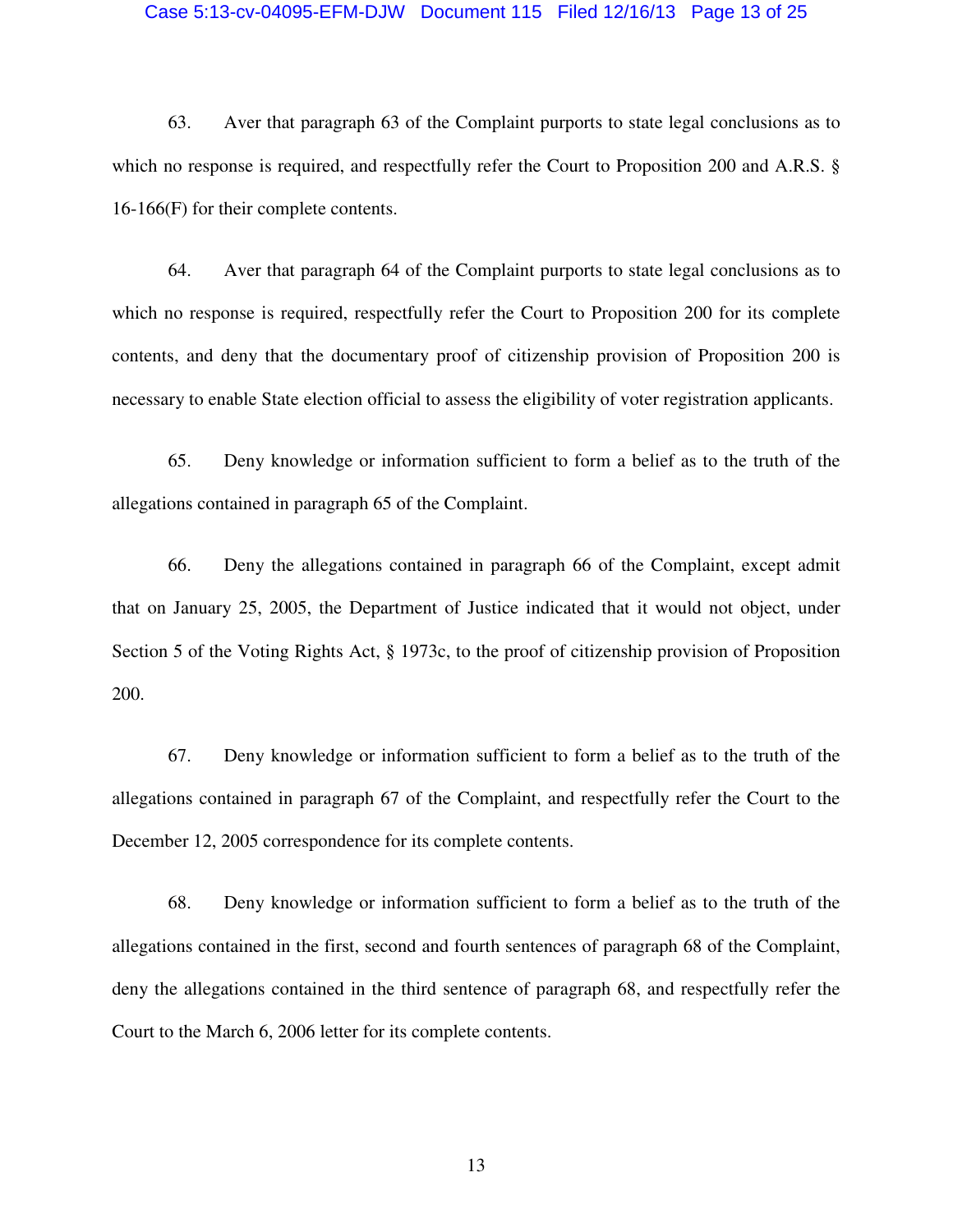63. Aver that paragraph 63 of the Complaint purports to state legal conclusions as to which no response is required, and respectfully refer the Court to Proposition 200 and A.R.S. § 16-166(F) for their complete contents.

64. Aver that paragraph 64 of the Complaint purports to state legal conclusions as to which no response is required, respectfully refer the Court to Proposition 200 for its complete contents, and deny that the documentary proof of citizenship provision of Proposition 200 is necessary to enable State election official to assess the eligibility of voter registration applicants.

65. Deny knowledge or information sufficient to form a belief as to the truth of the allegations contained in paragraph 65 of the Complaint.

66. Deny the allegations contained in paragraph 66 of the Complaint, except admit that on January 25, 2005, the Department of Justice indicated that it would not object, under Section 5 of the Voting Rights Act, § 1973c, to the proof of citizenship provision of Proposition 200.

67. Deny knowledge or information sufficient to form a belief as to the truth of the allegations contained in paragraph 67 of the Complaint, and respectfully refer the Court to the December 12, 2005 correspondence for its complete contents.

68. Deny knowledge or information sufficient to form a belief as to the truth of the allegations contained in the first, second and fourth sentences of paragraph 68 of the Complaint, deny the allegations contained in the third sentence of paragraph 68, and respectfully refer the Court to the March 6, 2006 letter for its complete contents.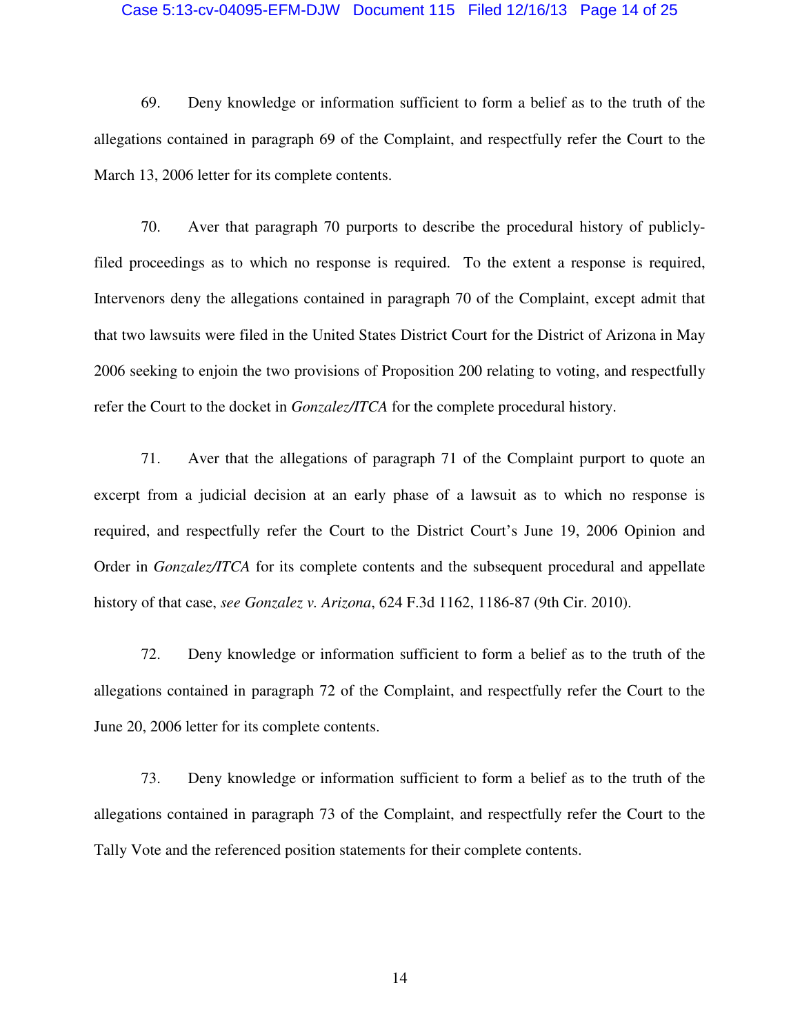69. Deny knowledge or information sufficient to form a belief as to the truth of the allegations contained in paragraph 69 of the Complaint, and respectfully refer the Court to the March 13, 2006 letter for its complete contents.

70. Aver that paragraph 70 purports to describe the procedural history of publicly-filed proceedings as to which no response is required. To the extent a response is required, Intervenors deny the allegations contained in paragraph 70 of the Complaint, except admit that that two lawsuits were filed in the United States District Court for the District of Arizona in May 2006 seeking to enjoin the two provisions of Proposition 200 relating to voting, and respectfully refer the Court to the docket in *Gonzalez/ITCA* for the complete procedural history.

71. Aver that the allegations of paragraph 71 of the Complaint purport to quote an excerpt from a judicial decision at an early phase of a lawsuit as to which no response is required, and respectfully refer the Court to the District Court's June 19, 2006 Opinion and Order in *Gonzalez/ITCA* for its complete contents and the subsequent procedural and appellate history of that case, *see Gonzalez v. Arizona*, 624 F.3d 1162, 1186-87 (9th Cir. 2010).

72. Deny knowledge or information sufficient to form a belief as to the truth of the allegations contained in paragraph 72 of the Complaint, and respectfully refer the Court to the June 20, 2006 letter for its complete contents.

73. Deny knowledge or information sufficient to form a belief as to the truth of the allegations contained in paragraph 73 of the Complaint, and respectfully refer the Court to the Tally Vote and the referenced position statements for their complete contents.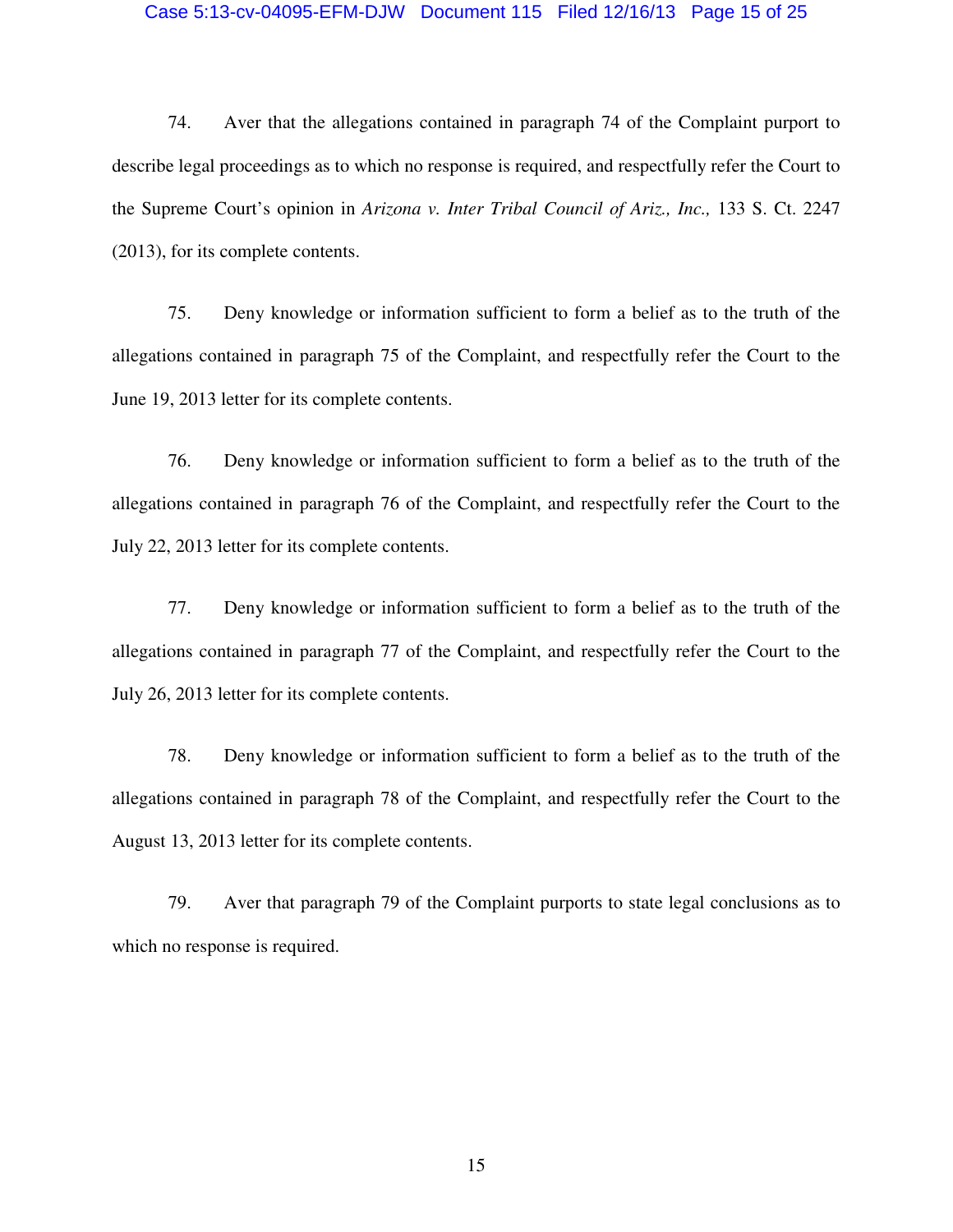74. Aver that the allegations contained in paragraph 74 of the Complaint purport to describe legal proceedings as to which no response is required, and respectfully refer the Court to the Supreme Court's opinion in *Arizona v. Inter Tribal Council of Ariz., Inc.,* 133 S. Ct. 2247 (2013), for its complete contents.

75. Deny knowledge or information sufficient to form a belief as to the truth of the allegations contained in paragraph 75 of the Complaint, and respectfully refer the Court to the June 19, 2013 letter for its complete contents.

76. Deny knowledge or information sufficient to form a belief as to the truth of the allegations contained in paragraph 76 of the Complaint, and respectfully refer the Court to the July 22, 2013 letter for its complete contents.

77. Deny knowledge or information sufficient to form a belief as to the truth of the allegations contained in paragraph 77 of the Complaint, and respectfully refer the Court to the July 26, 2013 letter for its complete contents.

78. Deny knowledge or information sufficient to form a belief as to the truth of the allegations contained in paragraph 78 of the Complaint, and respectfully refer the Court to the August 13, 2013 letter for its complete contents.

79. Aver that paragraph 79 of the Complaint purports to state legal conclusions as to which no response is required.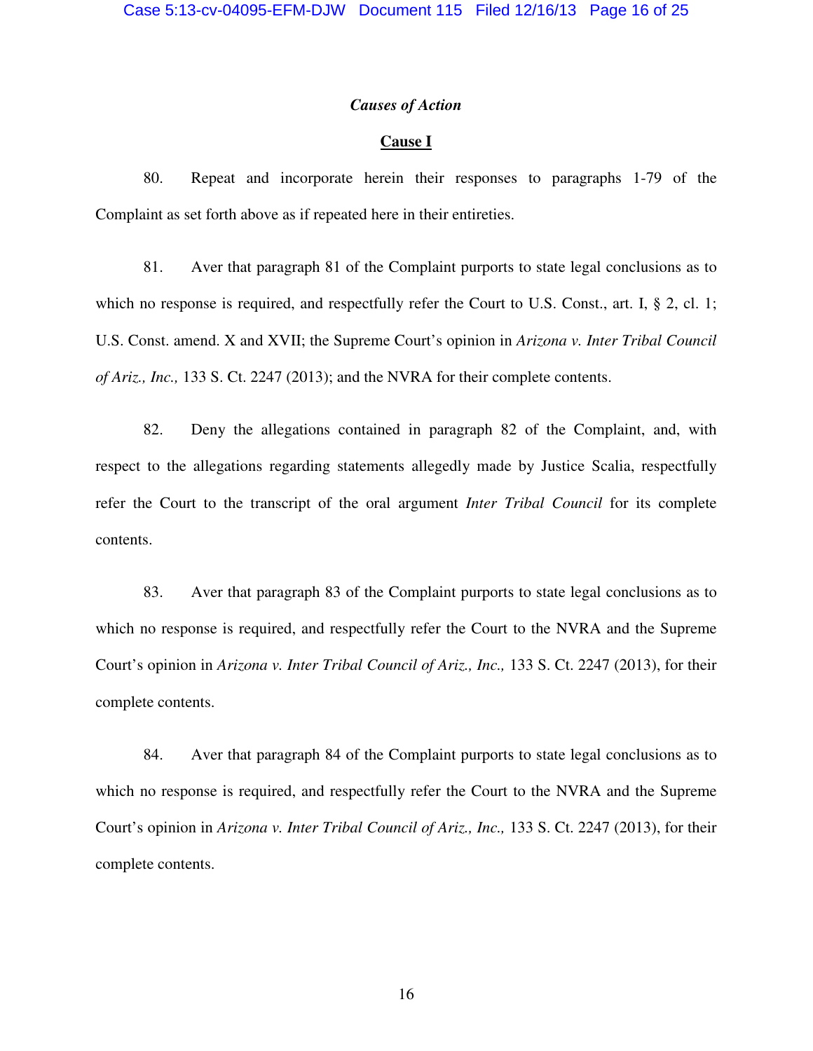***Causes of Action***

**Cause I**

80. Repeat and incorporate herein their responses to paragraphs 1-79 of the Complaint as set forth above as if repeated here in their entireties.

81. Aver that paragraph 81 of the Complaint purports to state legal conclusions as to which no response is required, and respectfully refer the Court to U.S. Const., art. I, § 2, cl. 1; U.S. Const. amend. X and XVII; the Supreme Court's opinion in *Arizona v. Inter Tribal Council of Ariz., Inc.,* 133 S. Ct. 2247 (2013); and the NVRA for their complete contents.

82. Deny the allegations contained in paragraph 82 of the Complaint, and, with respect to the allegations regarding statements allegedly made by Justice Scalia, respectfully refer the Court to the transcript of the oral argument *Inter Tribal Council* for its complete contents.

83. Aver that paragraph 83 of the Complaint purports to state legal conclusions as to which no response is required, and respectfully refer the Court to the NVRA and the Supreme Court's opinion in *Arizona v. Inter Tribal Council of Ariz., Inc.,* 133 S. Ct. 2247 (2013), for their complete contents.

84. Aver that paragraph 84 of the Complaint purports to state legal conclusions as to which no response is required, and respectfully refer the Court to the NVRA and the Supreme Court's opinion in *Arizona v. Inter Tribal Council of Ariz., Inc.,* 133 S. Ct. 2247 (2013), for their complete contents.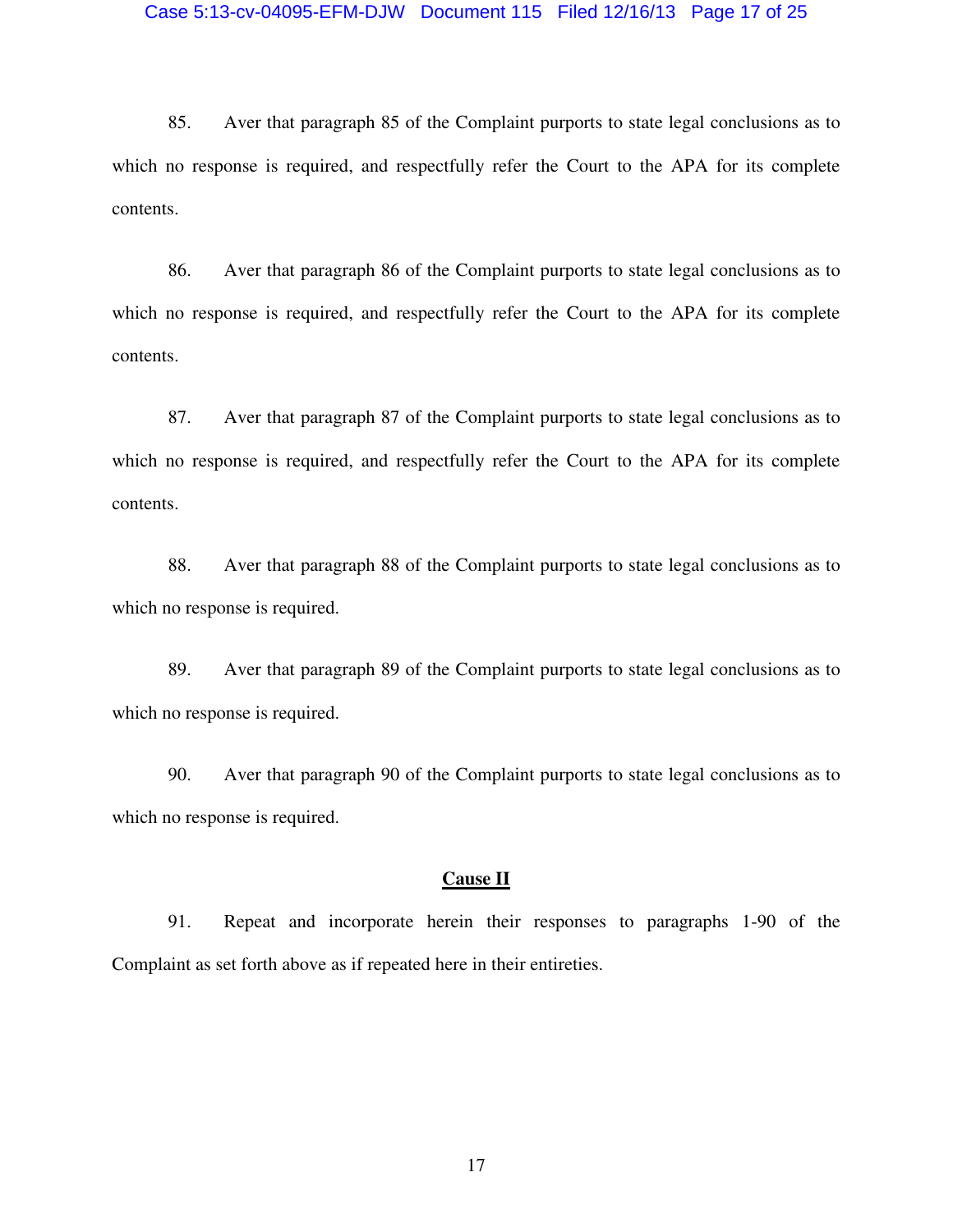85. Aver that paragraph 85 of the Complaint purports to state legal conclusions as to which no response is required, and respectfully refer the Court to the APA for its complete contents.

86. Aver that paragraph 86 of the Complaint purports to state legal conclusions as to which no response is required, and respectfully refer the Court to the APA for its complete contents.

87. Aver that paragraph 87 of the Complaint purports to state legal conclusions as to which no response is required, and respectfully refer the Court to the APA for its complete contents.

88. Aver that paragraph 88 of the Complaint purports to state legal conclusions as to which no response is required.

89. Aver that paragraph 89 of the Complaint purports to state legal conclusions as to which no response is required.

90. Aver that paragraph 90 of the Complaint purports to state legal conclusions as to which no response is required.

**Cause II**

91. Repeat and incorporate herein their responses to paragraphs 1-90 of the Complaint as set forth above as if repeated here in their entireties.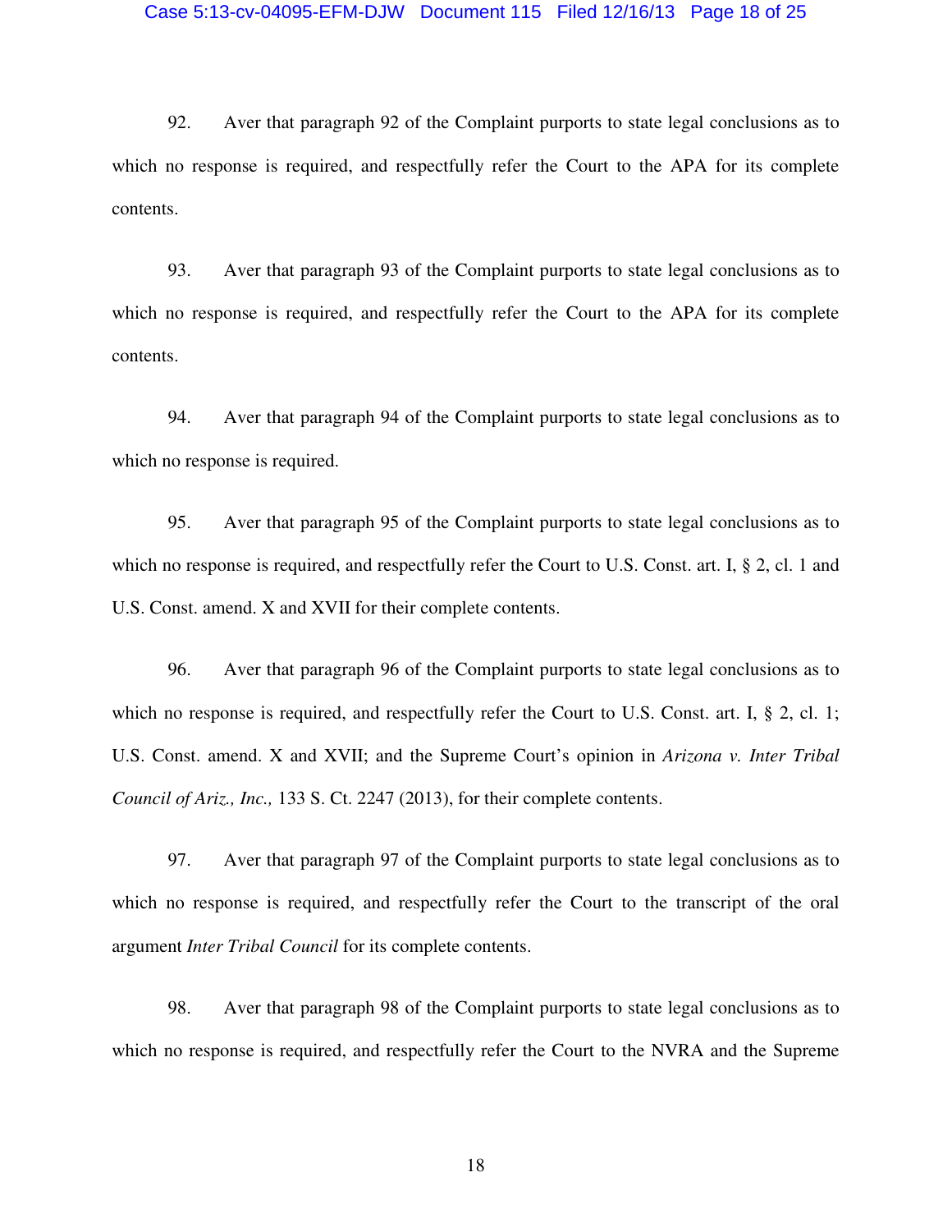92. Aver that paragraph 92 of the Complaint purports to state legal conclusions as to which no response is required, and respectfully refer the Court to the APA for its complete contents.

93. Aver that paragraph 93 of the Complaint purports to state legal conclusions as to which no response is required, and respectfully refer the Court to the APA for its complete contents.

94. Aver that paragraph 94 of the Complaint purports to state legal conclusions as to which no response is required.

95. Aver that paragraph 95 of the Complaint purports to state legal conclusions as to which no response is required, and respectfully refer the Court to U.S. Const. art. I, § 2, cl. 1 and U.S. Const. amend. X and XVII for their complete contents.

96. Aver that paragraph 96 of the Complaint purports to state legal conclusions as to which no response is required, and respectfully refer the Court to U.S. Const. art. I, § 2, cl. 1; U.S. Const. amend. X and XVII; and the Supreme Court's opinion in *Arizona v. Inter Tribal Council of Ariz., Inc.,* 133 S. Ct. 2247 (2013), for their complete contents.

97. Aver that paragraph 97 of the Complaint purports to state legal conclusions as to which no response is required, and respectfully refer the Court to the transcript of the oral argument *Inter Tribal Council* for its complete contents.

98. Aver that paragraph 98 of the Complaint purports to state legal conclusions as to which no response is required, and respectfully refer the Court to the NVRA and the Supreme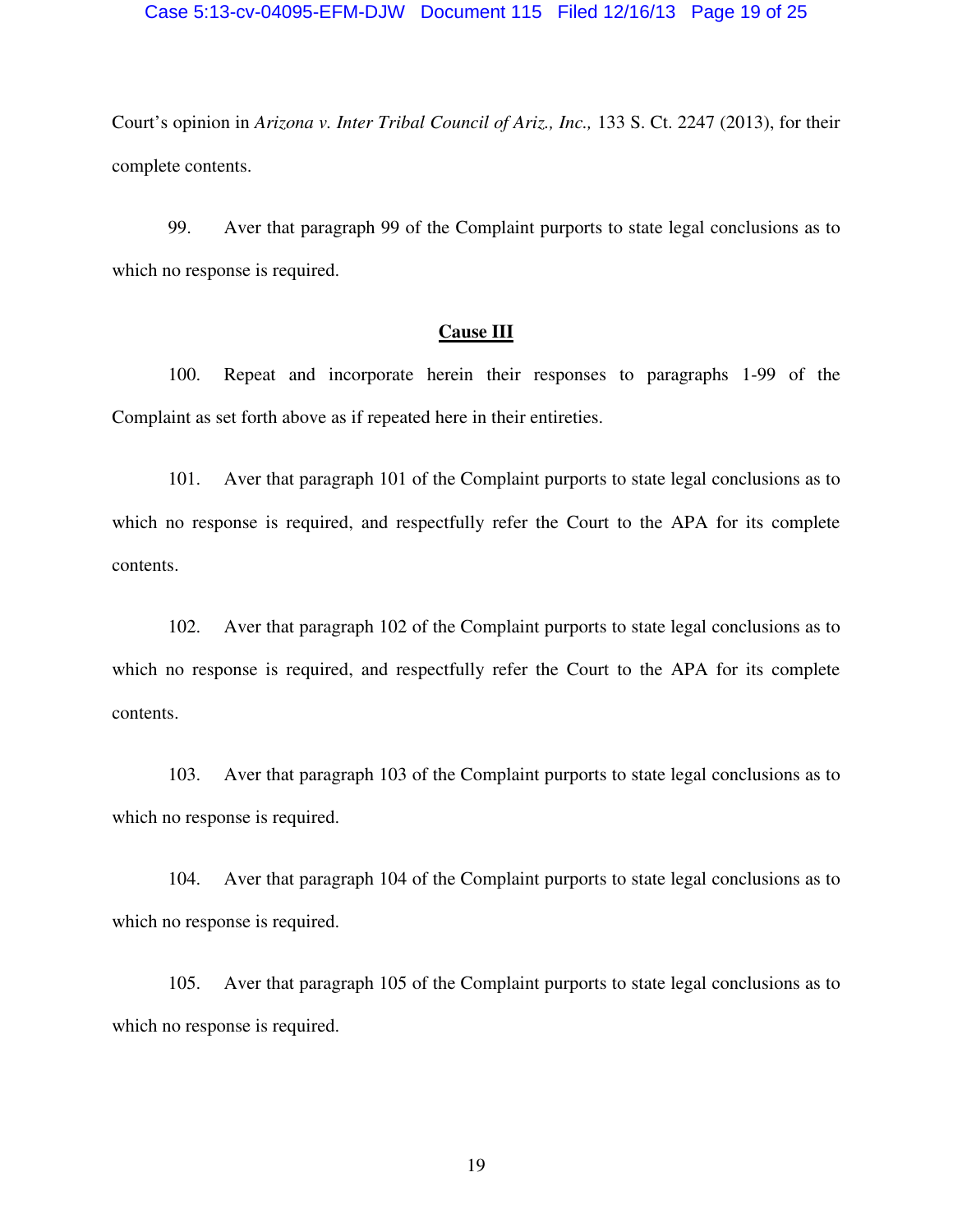Court's opinion in *Arizona v. Inter Tribal Council of Ariz., Inc.,* 133 S. Ct. 2247 (2013), for their complete contents.

99. Aver that paragraph 99 of the Complaint purports to state legal conclusions as to which no response is required.

**Cause III**

100. Repeat and incorporate herein their responses to paragraphs 1-99 of the Complaint as set forth above as if repeated here in their entireties.

101. Aver that paragraph 101 of the Complaint purports to state legal conclusions as to which no response is required, and respectfully refer the Court to the APA for its complete contents.

102. Aver that paragraph 102 of the Complaint purports to state legal conclusions as to which no response is required, and respectfully refer the Court to the APA for its complete contents.

103. Aver that paragraph 103 of the Complaint purports to state legal conclusions as to which no response is required.

104. Aver that paragraph 104 of the Complaint purports to state legal conclusions as to which no response is required.

105. Aver that paragraph 105 of the Complaint purports to state legal conclusions as to which no response is required.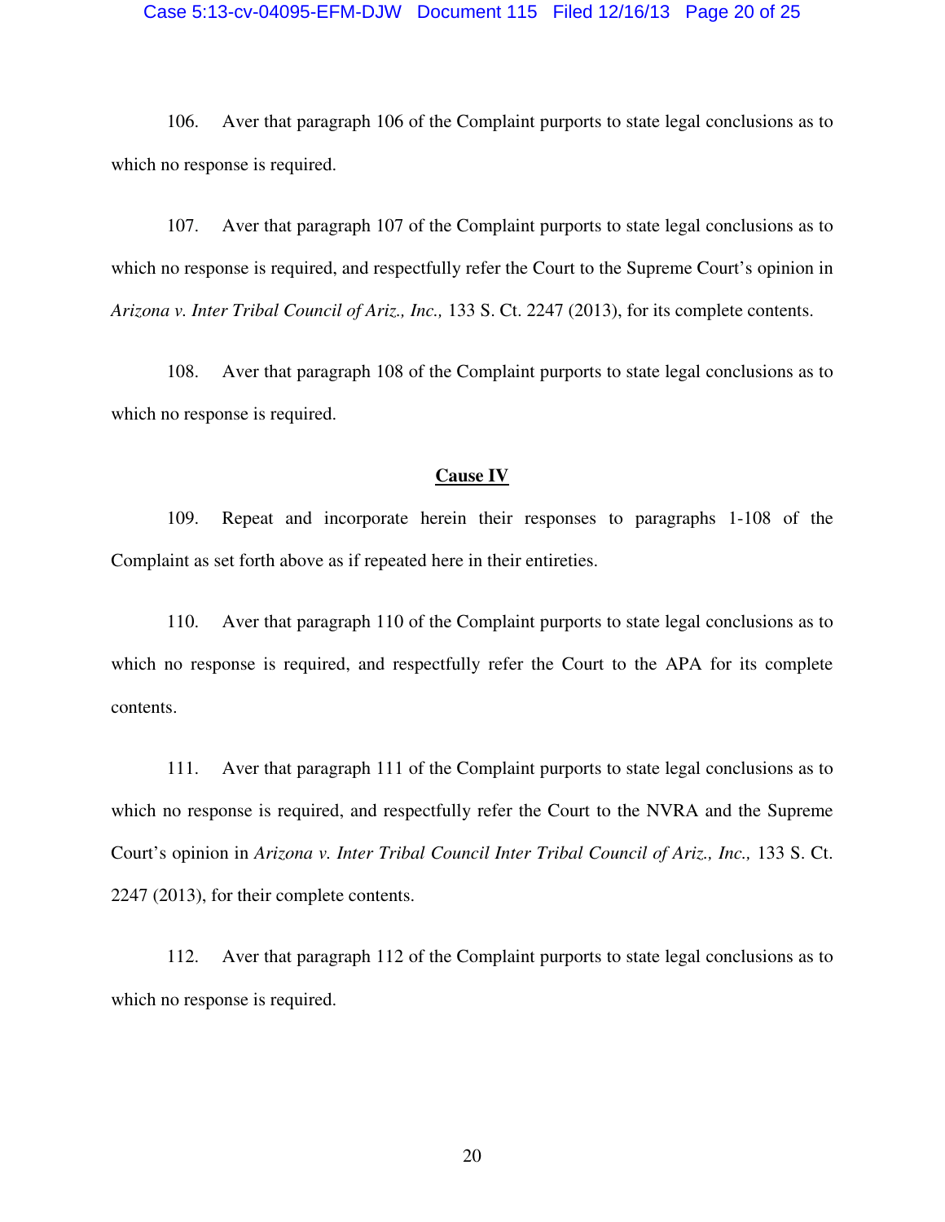106. Aver that paragraph 106 of the Complaint purports to state legal conclusions as to which no response is required.

107. Aver that paragraph 107 of the Complaint purports to state legal conclusions as to which no response is required, and respectfully refer the Court to the Supreme Court's opinion in *Arizona v. Inter Tribal Council of Ariz., Inc.,* 133 S. Ct. 2247 (2013), for its complete contents.

108. Aver that paragraph 108 of the Complaint purports to state legal conclusions as to which no response is required.

**Cause IV**

109. Repeat and incorporate herein their responses to paragraphs 1-108 of the Complaint as set forth above as if repeated here in their entireties.

110. Aver that paragraph 110 of the Complaint purports to state legal conclusions as to which no response is required, and respectfully refer the Court to the APA for its complete contents.

111. Aver that paragraph 111 of the Complaint purports to state legal conclusions as to which no response is required, and respectfully refer the Court to the NVRA and the Supreme Court's opinion in *Arizona v. Inter Tribal Council Inter Tribal Council of Ariz., Inc.,* 133 S. Ct. 2247 (2013), for their complete contents.

112. Aver that paragraph 112 of the Complaint purports to state legal conclusions as to which no response is required.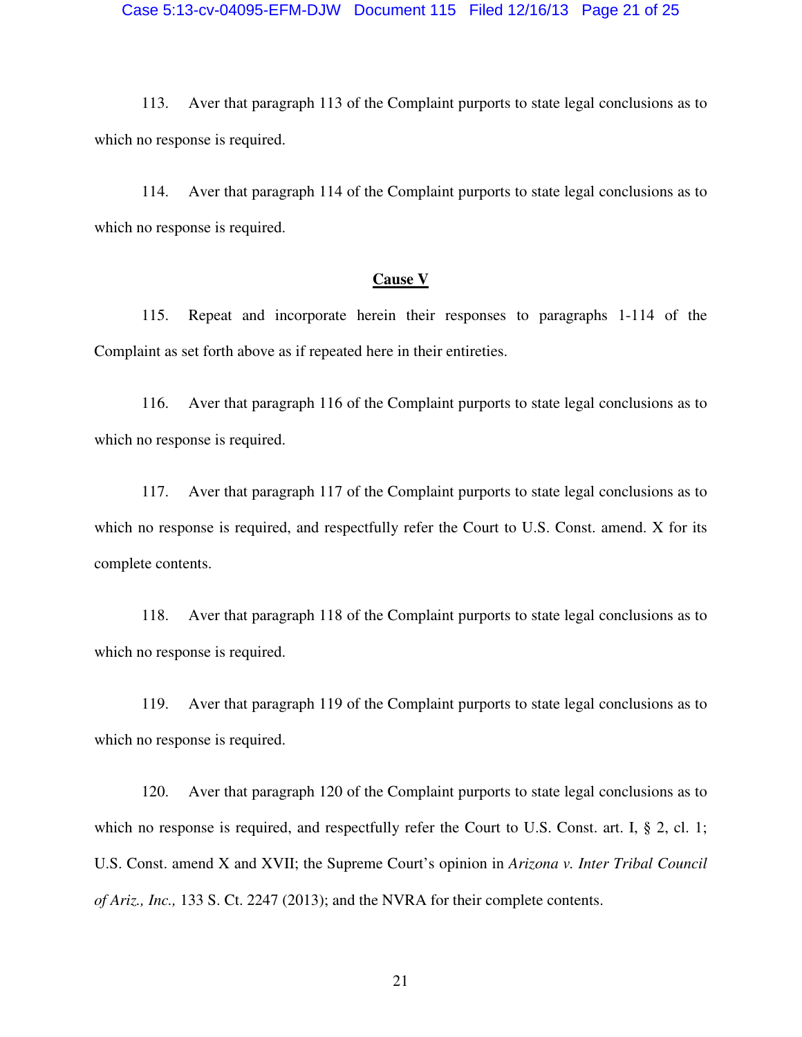113. Aver that paragraph 113 of the Complaint purports to state legal conclusions as to which no response is required.

114. Aver that paragraph 114 of the Complaint purports to state legal conclusions as to which no response is required.

**Cause V**

115. Repeat and incorporate herein their responses to paragraphs 1-114 of the Complaint as set forth above as if repeated here in their entireties.

116. Aver that paragraph 116 of the Complaint purports to state legal conclusions as to which no response is required.

117. Aver that paragraph 117 of the Complaint purports to state legal conclusions as to which no response is required, and respectfully refer the Court to U.S. Const. amend. X for its complete contents.

118. Aver that paragraph 118 of the Complaint purports to state legal conclusions as to which no response is required.

119. Aver that paragraph 119 of the Complaint purports to state legal conclusions as to which no response is required.

120. Aver that paragraph 120 of the Complaint purports to state legal conclusions as to which no response is required, and respectfully refer the Court to U.S. Const. art. I, § 2, cl. 1; U.S. Const. amend X and XVII; the Supreme Court's opinion in *Arizona v. Inter Tribal Council of Ariz., Inc.,* 133 S. Ct. 2247 (2013); and the NVRA for their complete contents.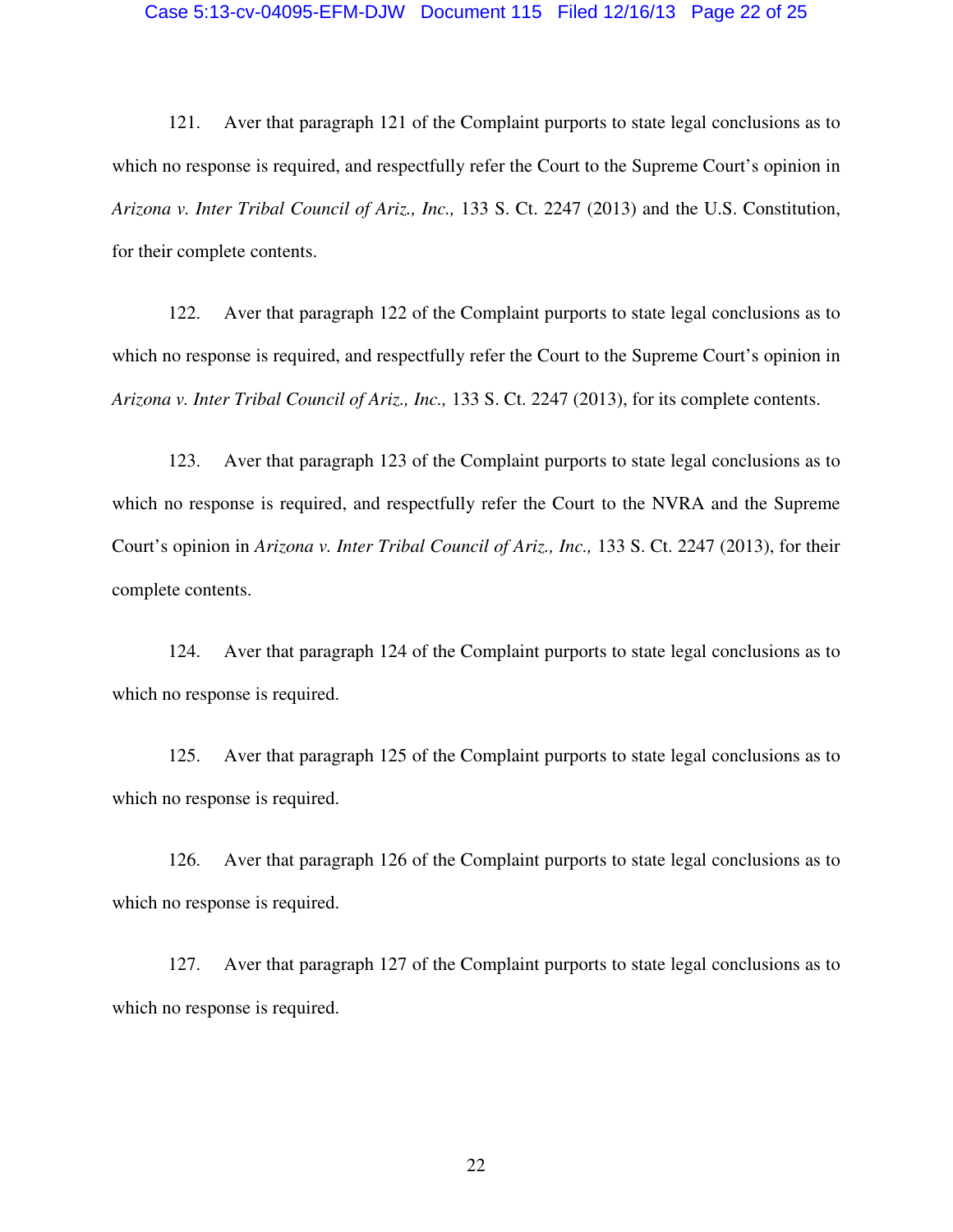121. Aver that paragraph 121 of the Complaint purports to state legal conclusions as to which no response is required, and respectfully refer the Court to the Supreme Court's opinion in *Arizona v. Inter Tribal Council of Ariz., Inc.,* 133 S. Ct. 2247 (2013) and the U.S. Constitution, for their complete contents.

122. Aver that paragraph 122 of the Complaint purports to state legal conclusions as to which no response is required, and respectfully refer the Court to the Supreme Court's opinion in *Arizona v. Inter Tribal Council of Ariz., Inc.,* 133 S. Ct. 2247 (2013), for its complete contents.

123. Aver that paragraph 123 of the Complaint purports to state legal conclusions as to which no response is required, and respectfully refer the Court to the NVRA and the Supreme Court's opinion in *Arizona v. Inter Tribal Council of Ariz., Inc.,* 133 S. Ct. 2247 (2013), for their complete contents.

124. Aver that paragraph 124 of the Complaint purports to state legal conclusions as to which no response is required.

125. Aver that paragraph 125 of the Complaint purports to state legal conclusions as to which no response is required.

126. Aver that paragraph 126 of the Complaint purports to state legal conclusions as to which no response is required.

127. Aver that paragraph 127 of the Complaint purports to state legal conclusions as to which no response is required.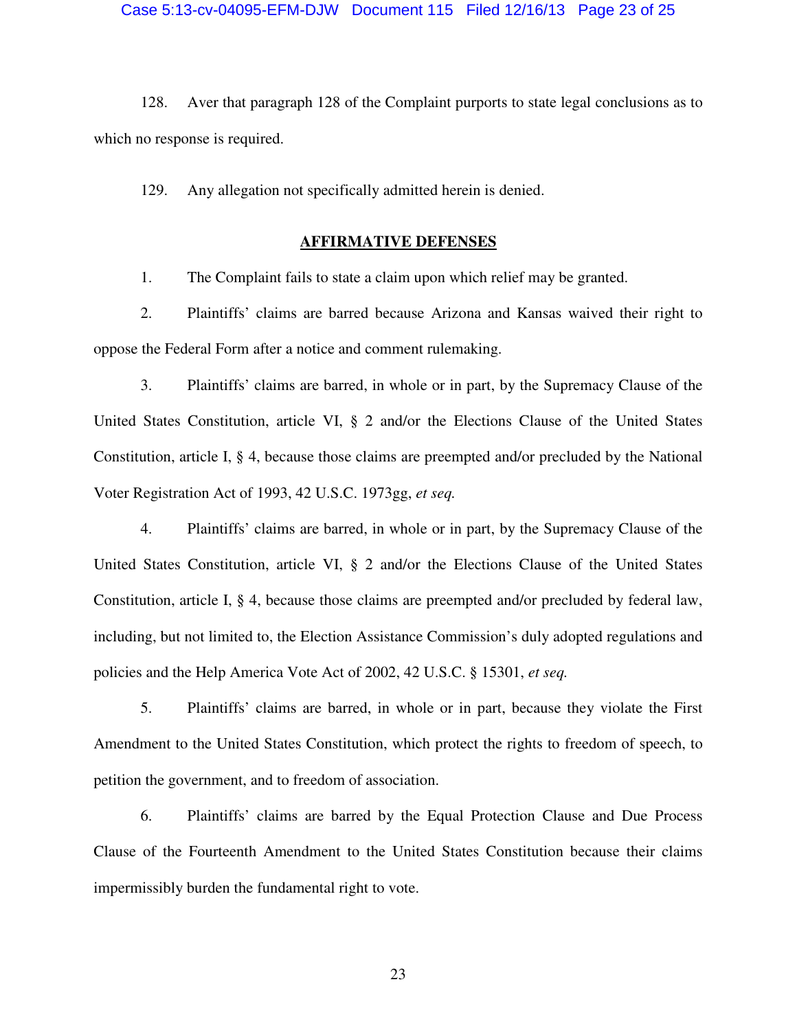128. Aver that paragraph 128 of the Complaint purports to state legal conclusions as to which no response is required.

129. Any allegation not specifically admitted herein is denied.

## **AFFIRMATIVE DEFENSES**

1. The Complaint fails to state a claim upon which relief may be granted.

2. Plaintiffs' claims are barred because Arizona and Kansas waived their right to oppose the Federal Form after a notice and comment rulemaking.

3. Plaintiffs' claims are barred, in whole or in part, by the Supremacy Clause of the United States Constitution, article VI, § 2 and/or the Elections Clause of the United States Constitution, article I, § 4, because those claims are preempted and/or precluded by the National Voter Registration Act of 1993, 42 U.S.C. 1973gg, *et seq.*

4. Plaintiffs' claims are barred, in whole or in part, by the Supremacy Clause of the United States Constitution, article VI, § 2 and/or the Elections Clause of the United States Constitution, article I, § 4, because those claims are preempted and/or precluded by federal law, including, but not limited to, the Election Assistance Commission's duly adopted regulations and policies and the Help America Vote Act of 2002, 42 U.S.C. § 15301, *et seq.*

5. Plaintiffs' claims are barred, in whole or in part, because they violate the First Amendment to the United States Constitution, which protect the rights to freedom of speech, to petition the government, and to freedom of association.

6. Plaintiffs' claims are barred by the Equal Protection Clause and Due Process Clause of the Fourteenth Amendment to the United States Constitution because their claims impermissibly burden the fundamental right to vote.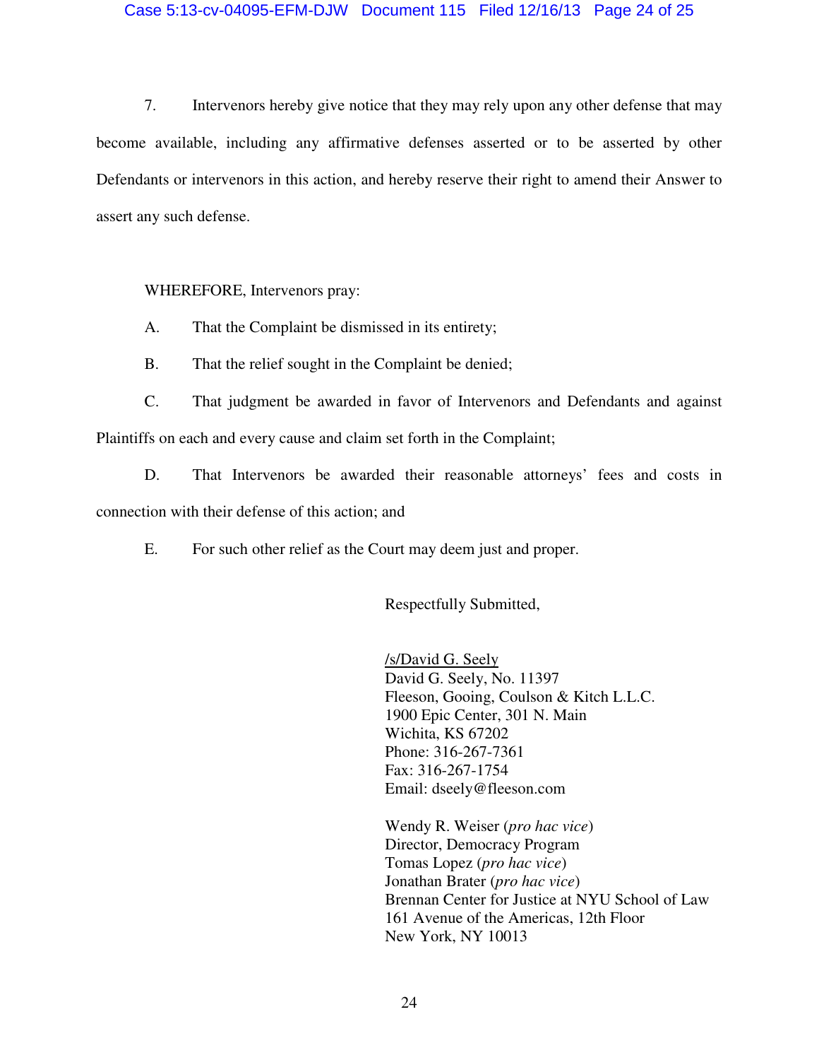7. Intervenors hereby give notice that they may rely upon any other defense that may become available, including any affirmative defenses asserted or to be asserted by other Defendants or intervenors in this action, and hereby reserve their right to amend their Answer to assert any such defense.

WHEREFORE, Intervenors pray:

A. That the Complaint be dismissed in its entirety;

B. That the relief sought in the Complaint be denied;

C. That judgment be awarded in favor of Intervenors and Defendants and against Plaintiffs on each and every cause and claim set forth in the Complaint;

D. That Intervenors be awarded their reasonable attorneys' fees and costs in connection with their defense of this action; and

E. For such other relief as the Court may deem just and proper.

Respectfully Submitted,

/s/David G. Seely
David G. Seely, No. 11397
Fleeson, Gooing, Coulson & Kitch L.L.C.
1900 Epic Center, 301 N. Main
Wichita, KS 67202
Phone: 316-267-7361
Fax: 316-267-1754
Email: dseely@fleeson.com

Wendy R. Weiser (*pro hac vice*)
Director, Democracy Program
Tomas Lopez (*pro hac vice*)
Jonathan Brater (*pro hac vice*)
Brennan Center for Justice at NYU School of Law
161 Avenue of the Americas, 12th Floor
New York, NY 10013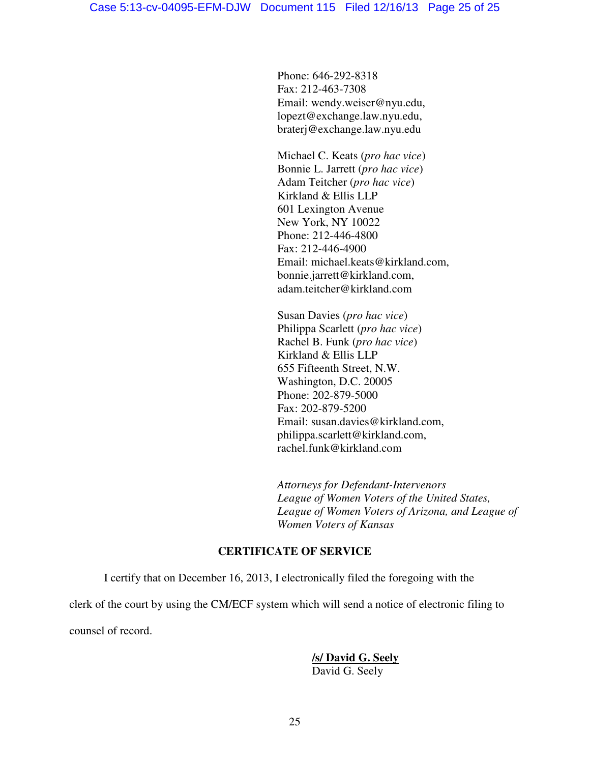Phone: 646-292-8318
Fax: 212-463-7308
Email: wendy.weiser@nyu.edu,
lopezt@exchange.law.nyu.edu,
braterj@exchange.law.nyu.edu

Michael C. Keats (*pro hac vice*)
Bonnie L. Jarrett (*pro hac vice*)
Adam Teitcher (*pro hac vice*)
Kirkland & Ellis LLP
601 Lexington Avenue
New York, NY 10022
Phone: 212-446-4800
Fax: 212-446-4900
Email: michael.keats@kirkland.com,
bonnie.jarrett@kirkland.com,
adam.teitcher@kirkland.com

Susan Davies (*pro hac vice*)
Philippa Scarlett (*pro hac vice*)
Rachel B. Funk (*pro hac vice*)
Kirkland & Ellis LLP
655 Fifteenth Street, N.W.
Washington, D.C. 20005
Phone: 202-879-5000
Fax: 202-879-5200
Email: susan.davies@kirkland.com,
philippa.scarlett@kirkland.com,
rachel.funk@kirkland.com

*Attorneys for Defendant-Intervenors League of Women Voters of the United States, League of Women Voters of Arizona, and League of Women Voters of Kansas*

## CERTIFICATE OF SERVICE

I certify that on December 16, 2013, I electronically filed the foregoing with the clerk of the court by using the CM/ECF system which will send a notice of electronic filing to counsel of record.

**/s/ David G. Seely**
David G. Seely